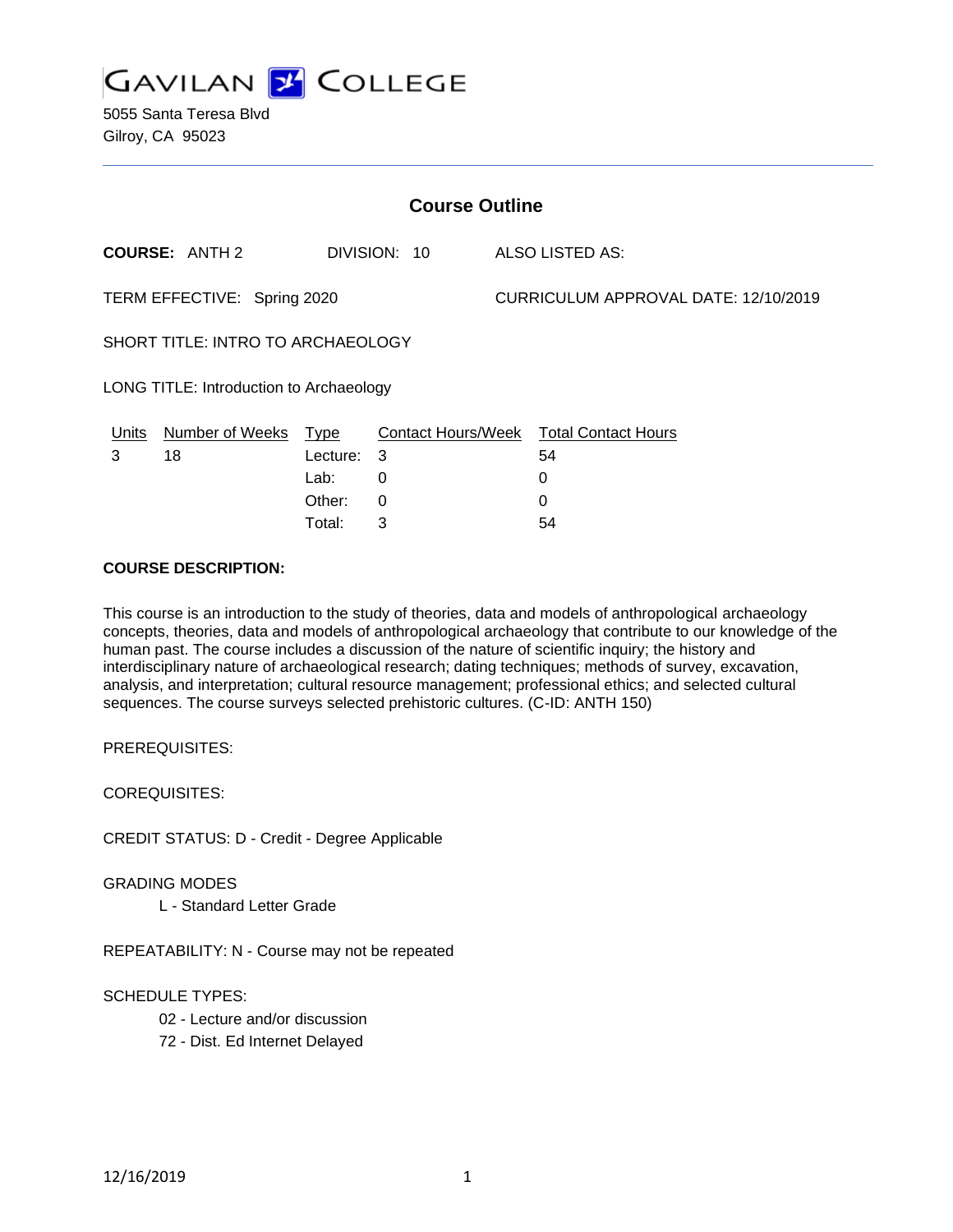# GAVILAN COLLEGE

5055 Santa Teresa Blvd
Gilroy, CA 95023

## Course Outline

**COURSE:** ANTH 2 DIVISION: 10 ALSO LISTED AS:

TERM EFFECTIVE: Spring 2020 CURRICULUM APPROVAL DATE: 12/10/2019

SHORT TITLE: INTRO TO ARCHAEOLOGY

LONG TITLE: Introduction to Archaeology

| Units | Number of Weeks | Type | Contact Hours/Week | Total Contact Hours |
|---|---|---|---|---|
| 3 | 18 | Lecture: | 3 | 54 |
| | | Lab: | 0 | 0 |
| | | Other: | 0 | 0 |
| | | Total: | 3 | 54 |

**COURSE DESCRIPTION:**

This course is an introduction to the study of theories, data and models of anthropological archaeology concepts, theories, data and models of anthropological archaeology that contribute to our knowledge of the human past. The course includes a discussion of the nature of scientific inquiry; the history and interdisciplinary nature of archaeological research; dating techniques; methods of survey, excavation, analysis, and interpretation; cultural resource management; professional ethics; and selected cultural sequences. The course surveys selected prehistoric cultures. (C-ID: ANTH 150)

PREREQUISITES:

COREQUISITES:

CREDIT STATUS: D - Credit - Degree Applicable

GRADING MODES

L - Standard Letter Grade

REPEATABILITY: N - Course may not be repeated

SCHEDULE TYPES:

02 - Lecture and/or discussion

72 - Dist. Ed Internet Delayed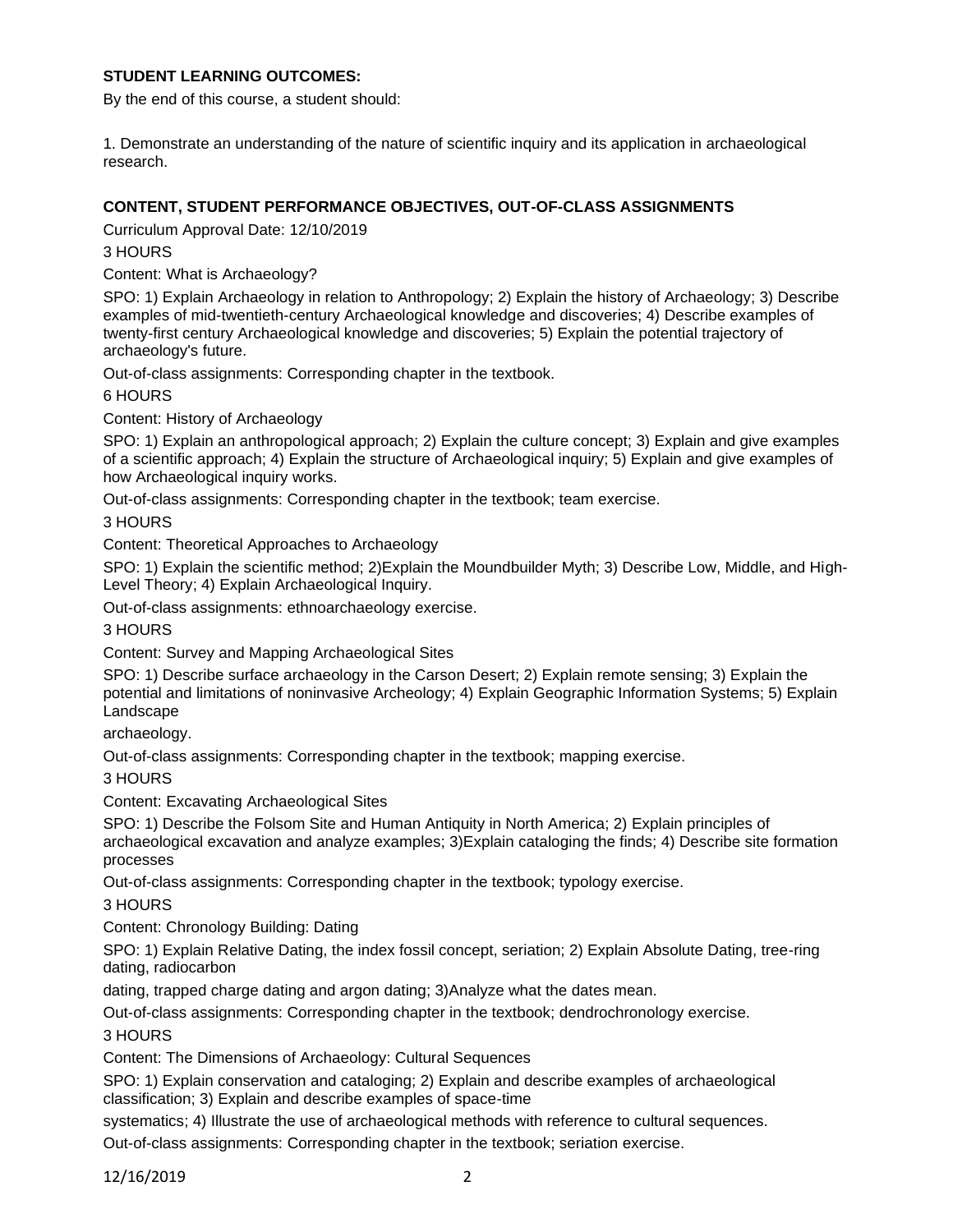**STUDENT LEARNING OUTCOMES:**

By the end of this course, a student should:

1. Demonstrate an understanding of the nature of scientific inquiry and its application in archaeological research.

**CONTENT, STUDENT PERFORMANCE OBJECTIVES, OUT-OF-CLASS ASSIGNMENTS**

Curriculum Approval Date: 12/10/2019

3 HOURS

Content: What is Archaeology?

SPO: 1) Explain Archaeology in relation to Anthropology; 2) Explain the history of Archaeology; 3) Describe examples of mid-twentieth-century Archaeological knowledge and discoveries; 4) Describe examples of twenty-first century Archaeological knowledge and discoveries; 5) Explain the potential trajectory of archaeology's future.

Out-of-class assignments: Corresponding chapter in the textbook.

6 HOURS

Content: History of Archaeology

SPO: 1) Explain an anthropological approach; 2) Explain the culture concept; 3) Explain and give examples of a scientific approach; 4) Explain the structure of Archaeological inquiry; 5) Explain and give examples of how Archaeological inquiry works.

Out-of-class assignments: Corresponding chapter in the textbook; team exercise.

3 HOURS

Content: Theoretical Approaches to Archaeology

SPO: 1) Explain the scientific method; 2)Explain the Moundbuilder Myth; 3) Describe Low, Middle, and High-Level Theory; 4) Explain Archaeological Inquiry.

Out-of-class assignments: ethnoarchaeology exercise.

3 HOURS

Content: Survey and Mapping Archaeological Sites

SPO: 1) Describe surface archaeology in the Carson Desert; 2) Explain remote sensing; 3) Explain the potential and limitations of noninvasive Archeology; 4) Explain Geographic Information Systems; 5) Explain Landscape archaeology.

Out-of-class assignments: Corresponding chapter in the textbook; mapping exercise.

3 HOURS

Content: Excavating Archaeological Sites

SPO: 1) Describe the Folsom Site and Human Antiquity in North America; 2) Explain principles of archaeological excavation and analyze examples; 3)Explain cataloging the finds; 4) Describe site formation processes

Out-of-class assignments: Corresponding chapter in the textbook; typology exercise.

3 HOURS

Content: Chronology Building: Dating

SPO: 1) Explain Relative Dating, the index fossil concept, seriation; 2) Explain Absolute Dating, tree-ring dating, radiocarbon dating, trapped charge dating and argon dating; 3)Analyze what the dates mean.

Out-of-class assignments: Corresponding chapter in the textbook; dendrochronology exercise.

3 HOURS

Content: The Dimensions of Archaeology: Cultural Sequences

SPO: 1) Explain conservation and cataloging; 2) Explain and describe examples of archaeological classification; 3) Explain and describe examples of space-time systematics; 4) Illustrate the use of archaeological methods with reference to cultural sequences.

Out-of-class assignments: Corresponding chapter in the textbook; seriation exercise.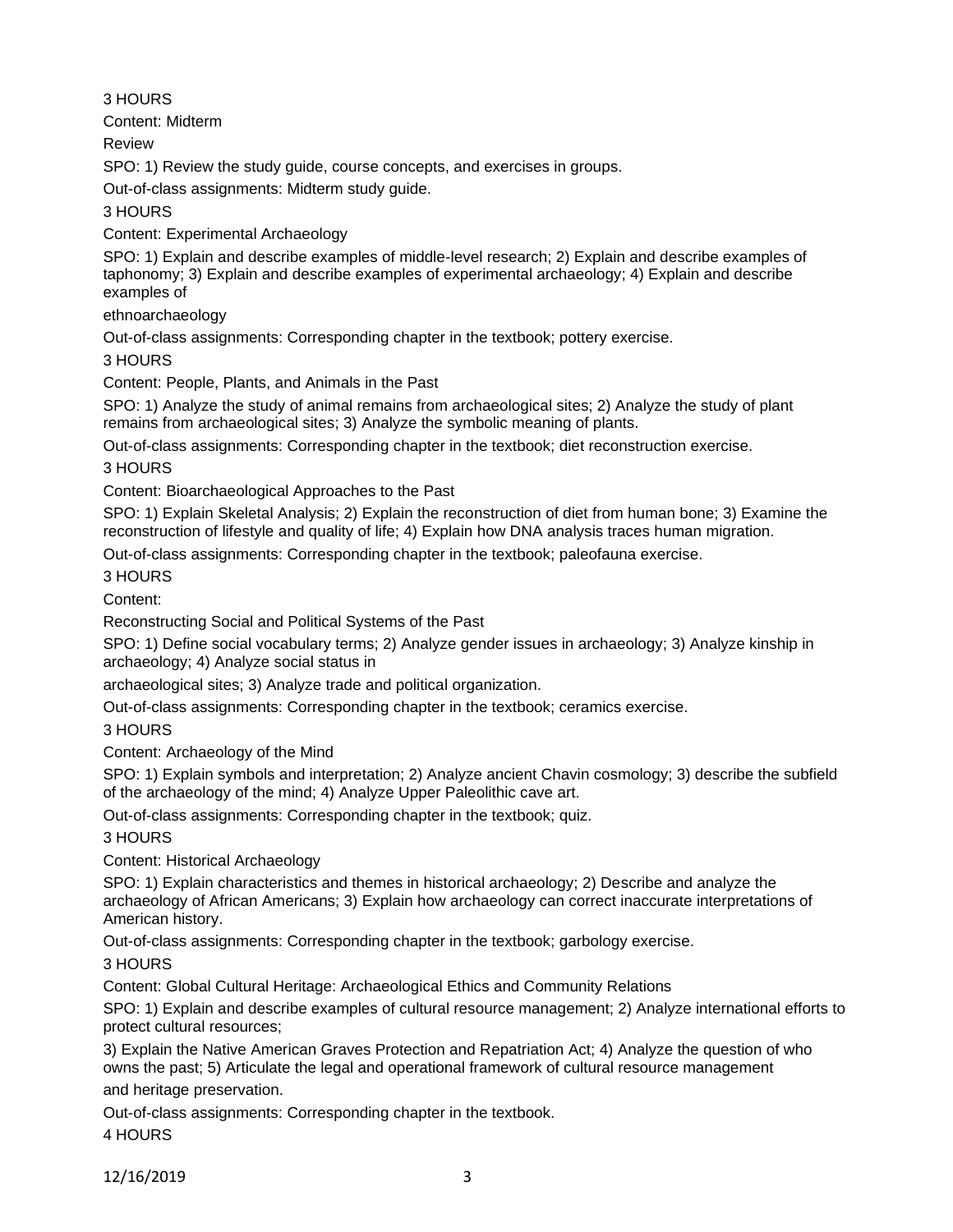3 HOURS

Content: Midterm

Review

SPO: 1) Review the study guide, course concepts, and exercises in groups.

Out-of-class assignments: Midterm study guide.

3 HOURS

Content: Experimental Archaeology

SPO: 1) Explain and describe examples of middle-level research; 2) Explain and describe examples of taphonomy; 3) Explain and describe examples of experimental archaeology; 4) Explain and describe examples of

ethnoarchaeology

Out-of-class assignments: Corresponding chapter in the textbook; pottery exercise.

3 HOURS

Content: People, Plants, and Animals in the Past

SPO: 1) Analyze the study of animal remains from archaeological sites; 2) Analyze the study of plant remains from archaeological sites; 3) Analyze the symbolic meaning of plants.

Out-of-class assignments: Corresponding chapter in the textbook; diet reconstruction exercise.

3 HOURS

Content: Bioarchaeological Approaches to the Past

SPO: 1) Explain Skeletal Analysis; 2) Explain the reconstruction of diet from human bone; 3) Examine the reconstruction of lifestyle and quality of life; 4) Explain how DNA analysis traces human migration.

Out-of-class assignments: Corresponding chapter in the textbook; paleofauna exercise.

3 HOURS

Content:

Reconstructing Social and Political Systems of the Past

SPO: 1) Define social vocabulary terms; 2) Analyze gender issues in archaeology; 3) Analyze kinship in archaeology; 4) Analyze social status in

archaeological sites; 3) Analyze trade and political organization.

Out-of-class assignments: Corresponding chapter in the textbook; ceramics exercise.

3 HOURS

Content: Archaeology of the Mind

SPO: 1) Explain symbols and interpretation; 2) Analyze ancient Chavin cosmology; 3) describe the subfield of the archaeology of the mind; 4) Analyze Upper Paleolithic cave art.

Out-of-class assignments: Corresponding chapter in the textbook; quiz.

3 HOURS

Content: Historical Archaeology

SPO: 1) Explain characteristics and themes in historical archaeology; 2) Describe and analyze the archaeology of African Americans; 3) Explain how archaeology can correct inaccurate interpretations of American history.

Out-of-class assignments: Corresponding chapter in the textbook; garbology exercise.

3 HOURS

Content: Global Cultural Heritage: Archaeological Ethics and Community Relations

SPO: 1) Explain and describe examples of cultural resource management; 2) Analyze international efforts to protect cultural resources;

3) Explain the Native American Graves Protection and Repatriation Act; 4) Analyze the question of who owns the past; 5) Articulate the legal and operational framework of cultural resource management and heritage preservation.

Out-of-class assignments: Corresponding chapter in the textbook.

4 HOURS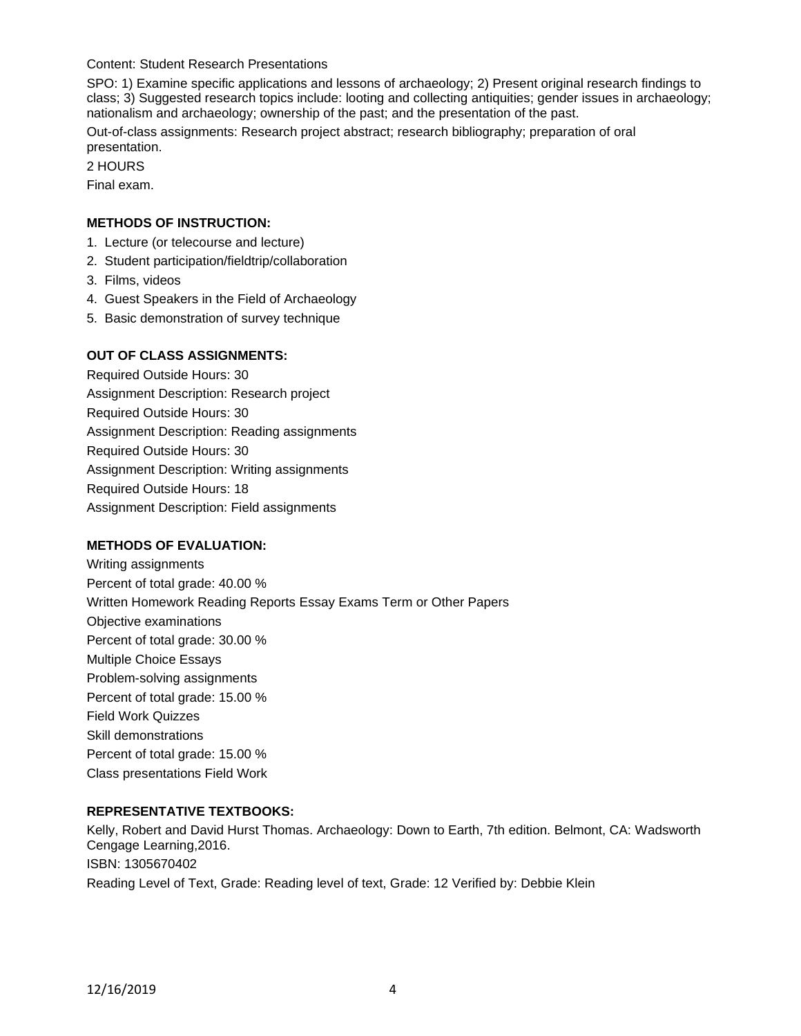Content: Student Research Presentations

SPO: 1) Examine specific applications and lessons of archaeology; 2) Present original research findings to class; 3) Suggested research topics include: looting and collecting antiquities; gender issues in archaeology; nationalism and archaeology; ownership of the past; and the presentation of the past.

Out-of-class assignments: Research project abstract; research bibliography; preparation of oral presentation.

2 HOURS

Final exam.

## METHODS OF INSTRUCTION:

1. Lecture (or telecourse and lecture)
2. Student participation/fieldtrip/collaboration
3. Films, videos
4. Guest Speakers in the Field of Archaeology
5. Basic demonstration of survey technique

## OUT OF CLASS ASSIGNMENTS:

Required Outside Hours: 30

Assignment Description: Research project

Required Outside Hours: 30

Assignment Description: Reading assignments

Required Outside Hours: 30

Assignment Description: Writing assignments

Required Outside Hours: 18

Assignment Description: Field assignments

## METHODS OF EVALUATION:

Writing assignments

Percent of total grade: 40.00 %

Written Homework Reading Reports Essay Exams Term or Other Papers

Objective examinations

Percent of total grade: 30.00 %

Multiple Choice Essays

Problem-solving assignments

Percent of total grade: 15.00 %

Field Work Quizzes

Skill demonstrations

Percent of total grade: 15.00 %

Class presentations Field Work

## REPRESENTATIVE TEXTBOOKS:

Kelly, Robert and David Hurst Thomas. Archaeology: Down to Earth, 7th edition. Belmont, CA: Wadsworth Cengage Learning,2016.

ISBN: 1305670402

Reading Level of Text, Grade: Reading level of text, Grade: 12 Verified by: Debbie Klein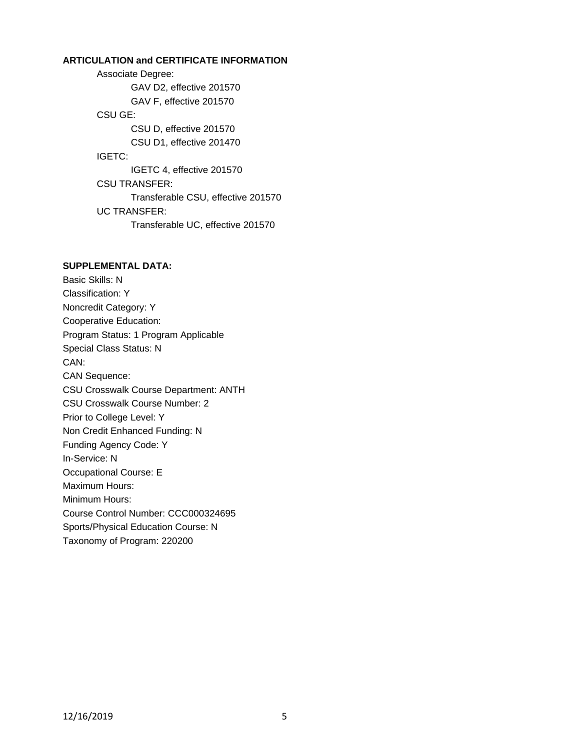**ARTICULATION and CERTIFICATE INFORMATION**

- Associate Degree:
  - GAV D2, effective 201570
  - GAV F, effective 201570
- CSU GE:
  - CSU D, effective 201570
  - CSU D1, effective 201470
- IGETC:
  - IGETC 4, effective 201570
- CSU TRANSFER:
  - Transferable CSU, effective 201570
- UC TRANSFER:
  - Transferable UC, effective 201570

**SUPPLEMENTAL DATA:**

Basic Skills: N
Classification: Y
Noncredit Category: Y
Cooperative Education:
Program Status: 1 Program Applicable
Special Class Status: N
CAN:
CAN Sequence:
CSU Crosswalk Course Department: ANTH
CSU Crosswalk Course Number: 2
Prior to College Level: Y
Non Credit Enhanced Funding: N
Funding Agency Code: Y
In-Service: N
Occupational Course: E
Maximum Hours:
Minimum Hours:
Course Control Number: CCC000324695
Sports/Physical Education Course: N
Taxonomy of Program: 220200